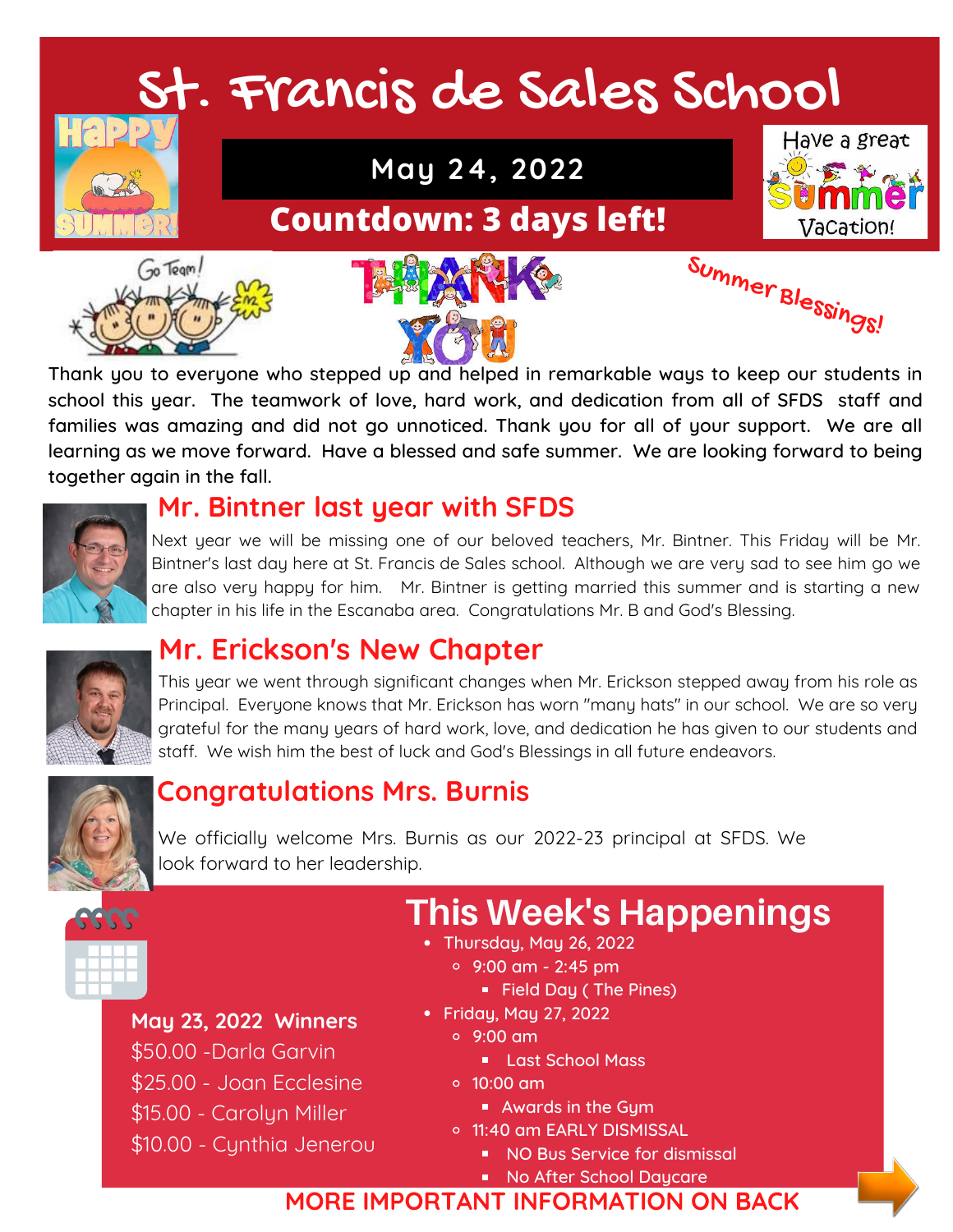# St. Francis de Sales School

**May 24, 2022**

**Countdown: 3 days left!**

Summer Blessings!

Thank you to everyone who stepped up and helped in remarkable ways to keep our students in school this year. The teamwork of love, hard work, and dedication from all of SFDS staff and families was amazing and did not go unnoticed. Thank you for all of your support. We are all learning as we move forward. Have a blessed and safe summer. We are looking forward to being together again in the fall.

## Mr. Bintner last year with SFDS

Next year we will be missing one of our beloved teachers, Mr. Bintner. This Friday will be Mr. Bintner's last day here at St. Francis de Sales school. Although we are very sad to see him go we are also very happy for him. Mr. Bintner is getting married this summer and is starting a new chapter in his life in the Escanaba area. Congratulations Mr. B and God's Blessing.

## Mr. Erickson's New Chapter

This year we went through significant changes when Mr. Erickson stepped away from his role as Principal. Everyone knows that Mr. Erickson has worn "many hats" in our school. We are so very grateful for the many years of hard work, love, and dedication he has given to our students and staff. We wish him the best of luck and God's Blessings in all future endeavors.

## Congratulations Mrs. Burnis

We officially welcome Mrs. Burnis as our 2022-23 principal at SFDS. We look forward to her leadership.

**May 23, 2022 Winners**

$50.00 -Darla Garvin
$25.00 - Joan Ecclesine
$15.00 - Carolyn Miller
$10.00 - Cynthia Jenerou

## This Week's Happenings

- Thursday, May 26, 2022
  - 9:00 am - 2:45 pm
    - Field Day ( The Pines)
- Friday, May 27, 2022
  - 9:00 am
    - Last School Mass
  - 10:00 am
    - Awards in the Gym
  - 11:40 am EARLY DISMISSAL
    - NO Bus Service for dismissal
    - No After School Daycare

**MORE IMPORTANT INFORMATION ON BACK**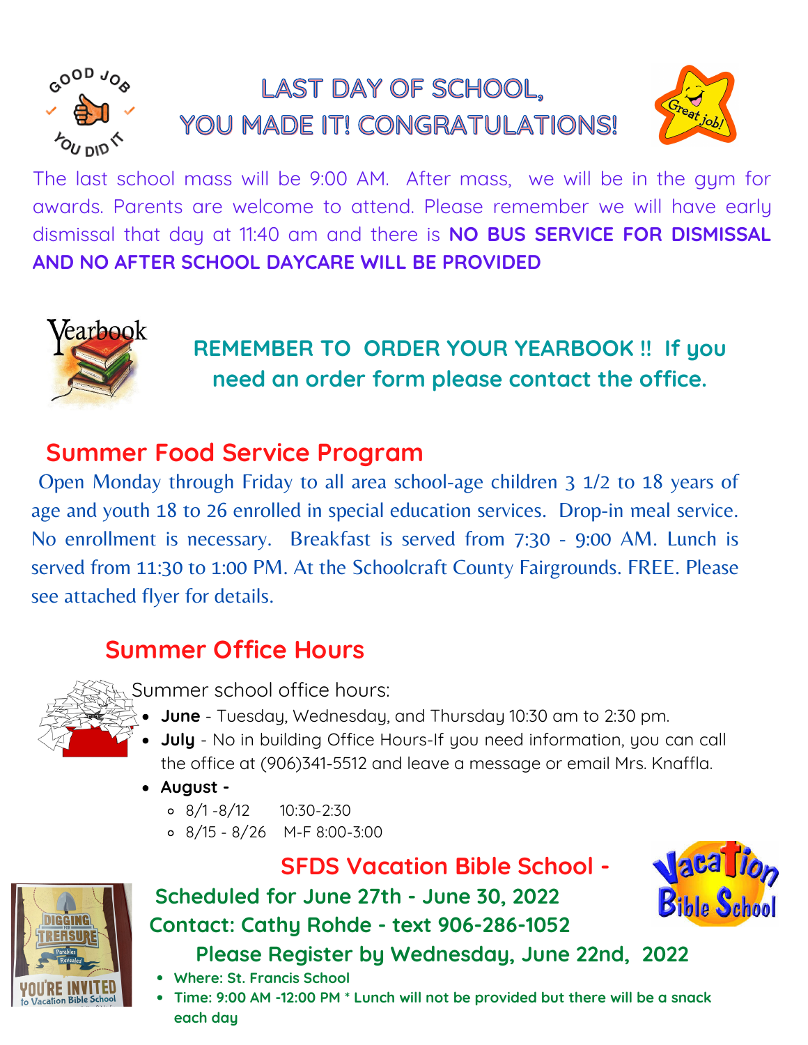# LAST DAY OF SCHOOL, YOU MADE IT! CONGRATULATIONS!

The last school mass will be 9:00 AM. After mass, we will be in the gym for awards. Parents are welcome to attend. Please remember we will have early dismissal that day at 11:40 am and there is **NO BUS SERVICE FOR DISMISSAL AND NO AFTER SCHOOL DAYCARE WILL BE PROVIDED**

**REMEMBER TO ORDER YOUR YEARBOOK !! If you need an order form please contact the office.**

## Summer Food Service Program

Open Monday through Friday to all area school-age children 3 1/2 to 18 years of age and youth 18 to 26 enrolled in special education services. Drop-in meal service. No enrollment is necessary. Breakfast is served from 7:30 - 9:00 AM. Lunch is served from 11:30 to 1:00 PM. At the Schoolcraft County Fairgrounds. FREE. Please see attached flyer for details.

## Summer Office Hours

Summer school office hours:

- **June** - Tuesday, Wednesday, and Thursday 10:30 am to 2:30 pm.
- **July** - No in building Office Hours-If you need information, you can call the office at (906)341-5512 and leave a message or email Mrs. Knaffla.
- **August -**
  - 8/1 -8/12 10:30-2:30
  - 8/15 - 8/26 M-F 8:00-3:00

## SFDS Vacation Bible School -

**Scheduled for June 27th - June 30, 2022**

**Contact: Cathy Rohde - text 906-286-1052**

**Please Register by Wednesday, June 22nd, 2022**

- **Where: St. Francis School**
- **Time: 9:00 AM -12:00 PM * Lunch will not be provided but there will be a snack each day**